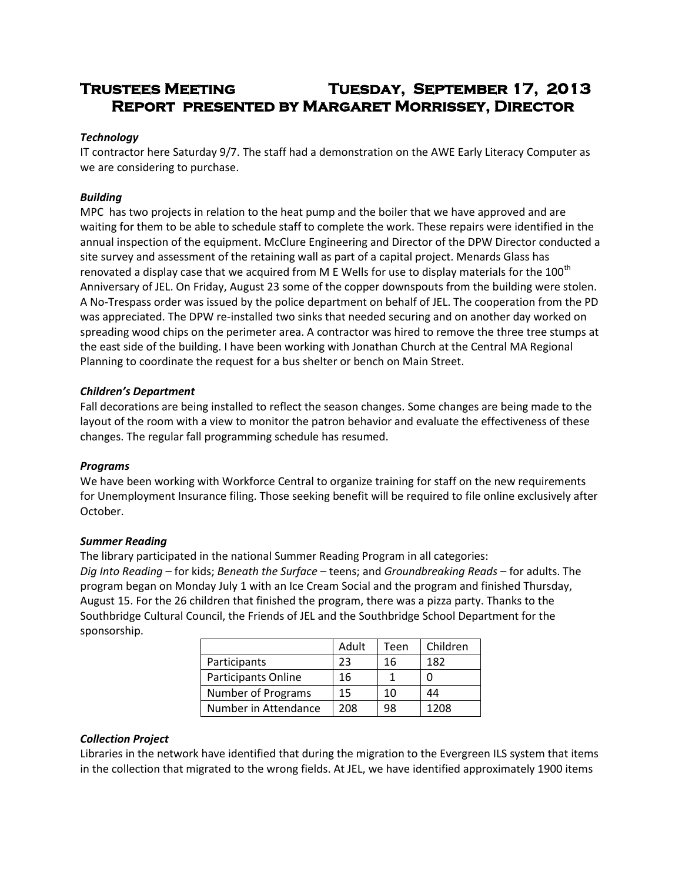# Trustees Meeting Tuesday, September 17, 2013
## Report presented by Margaret Morrissey, Director

***Technology***

IT contractor here Saturday 9/7. The staff had a demonstration on the AWE Early Literacy Computer as we are considering to purchase.

***Building***

MPC has two projects in relation to the heat pump and the boiler that we have approved and are waiting for them to be able to schedule staff to complete the work. These repairs were identified in the annual inspection of the equipment. McClure Engineering and Director of the DPW Director conducted a site survey and assessment of the retaining wall as part of a capital project. Menards Glass has renovated a display case that we acquired from M E Wells for use to display materials for the 100th Anniversary of JEL. On Friday, August 23 some of the copper downspouts from the building were stolen. A No-Trespass order was issued by the police department on behalf of JEL. The cooperation from the PD was appreciated. The DPW re-installed two sinks that needed securing and on another day worked on spreading wood chips on the perimeter area. A contractor was hired to remove the three tree stumps at the east side of the building. I have been working with Jonathan Church at the Central MA Regional Planning to coordinate the request for a bus shelter or bench on Main Street.

***Children's Department***

Fall decorations are being installed to reflect the season changes. Some changes are being made to the layout of the room with a view to monitor the patron behavior and evaluate the effectiveness of these changes. The regular fall programming schedule has resumed.

***Programs***

We have been working with Workforce Central to organize training for staff on the new requirements for Unemployment Insurance filing. Those seeking benefit will be required to file online exclusively after October.

***Summer Reading***

The library participated in the national Summer Reading Program in all categories:
*Dig Into Reading* – for kids; *Beneath the Surface* – teens; and *Groundbreaking Reads* – for adults. The program began on Monday July 1 with an Ice Cream Social and the program and finished Thursday, August 15. For the 26 children that finished the program, there was a pizza party. Thanks to the Southbridge Cultural Council, the Friends of JEL and the Southbridge School Department for the sponsorship.

| | Adult | Teen | Children |
|---|---|---|---|
| Participants | 23 | 16 | 182 |
| Participants Online | 16 | 1 | 0 |
| Number of Programs | 15 | 10 | 44 |
| Number in Attendance | 208 | 98 | 1208 |

***Collection Project***

Libraries in the network have identified that during the migration to the Evergreen ILS system that items in the collection that migrated to the wrong fields. At JEL, we have identified approximately 1900 items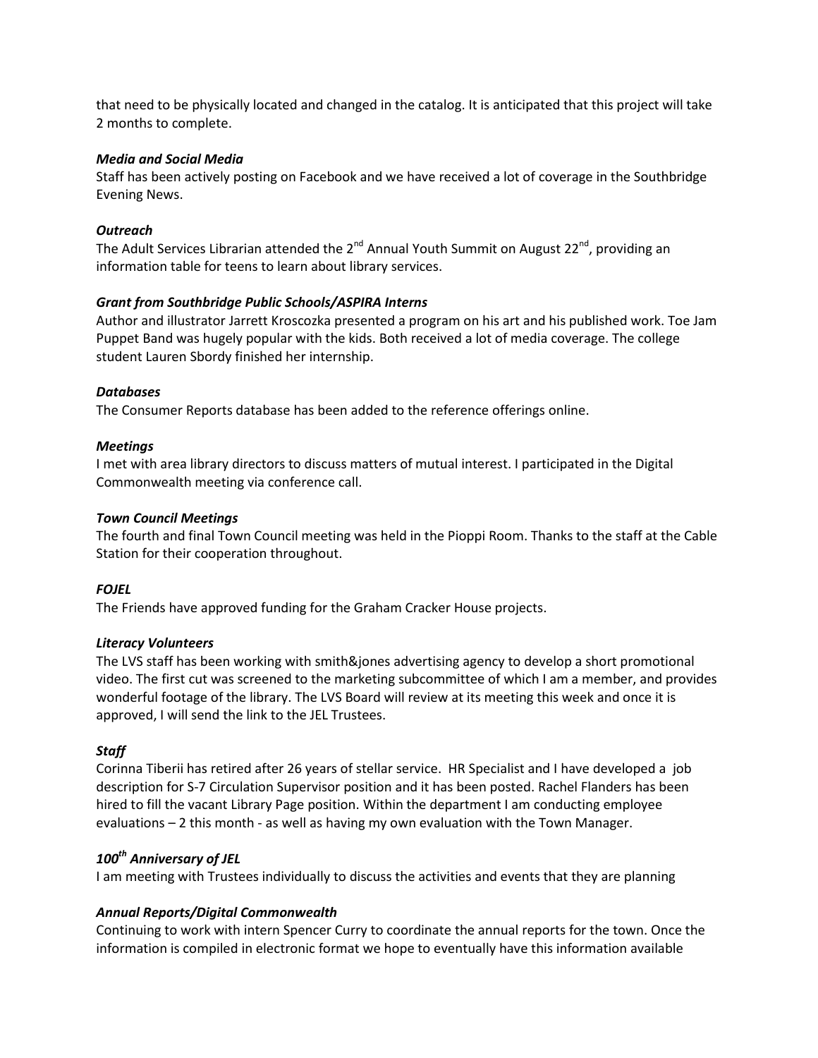that need to be physically located and changed in the catalog. It is anticipated that this project will take 2 months to complete.

***Media and Social Media***

Staff has been actively posting on Facebook and we have received a lot of coverage in the Southbridge Evening News.

***Outreach***

The Adult Services Librarian attended the 2nd Annual Youth Summit on August 22nd, providing an information table for teens to learn about library services.

***Grant from Southbridge Public Schools/ASPIRA Interns***

Author and illustrator Jarrett Kroscozka presented a program on his art and his published work. Toe Jam Puppet Band was hugely popular with the kids. Both received a lot of media coverage. The college student Lauren Sbordy finished her internship.

***Databases***

The Consumer Reports database has been added to the reference offerings online.

***Meetings***

I met with area library directors to discuss matters of mutual interest. I participated in the Digital Commonwealth meeting via conference call.

***Town Council Meetings***

The fourth and final Town Council meeting was held in the Pioppi Room. Thanks to the staff at the Cable Station for their cooperation throughout.

***FOJEL***

The Friends have approved funding for the Graham Cracker House projects.

***Literacy Volunteers***

The LVS staff has been working with smith&jones advertising agency to develop a short promotional video. The first cut was screened to the marketing subcommittee of which I am a member, and provides wonderful footage of the library. The LVS Board will review at its meeting this week and once it is approved, I will send the link to the JEL Trustees.

***Staff***

Corinna Tiberii has retired after 26 years of stellar service. HR Specialist and I have developed a job description for S-7 Circulation Supervisor position and it has been posted. Rachel Flanders has been hired to fill the vacant Library Page position. Within the department I am conducting employee evaluations – 2 this month - as well as having my own evaluation with the Town Manager.

***100th Anniversary of JEL***

I am meeting with Trustees individually to discuss the activities and events that they are planning

***Annual Reports/Digital Commonwealth***

Continuing to work with intern Spencer Curry to coordinate the annual reports for the town. Once the information is compiled in electronic format we hope to eventually have this information available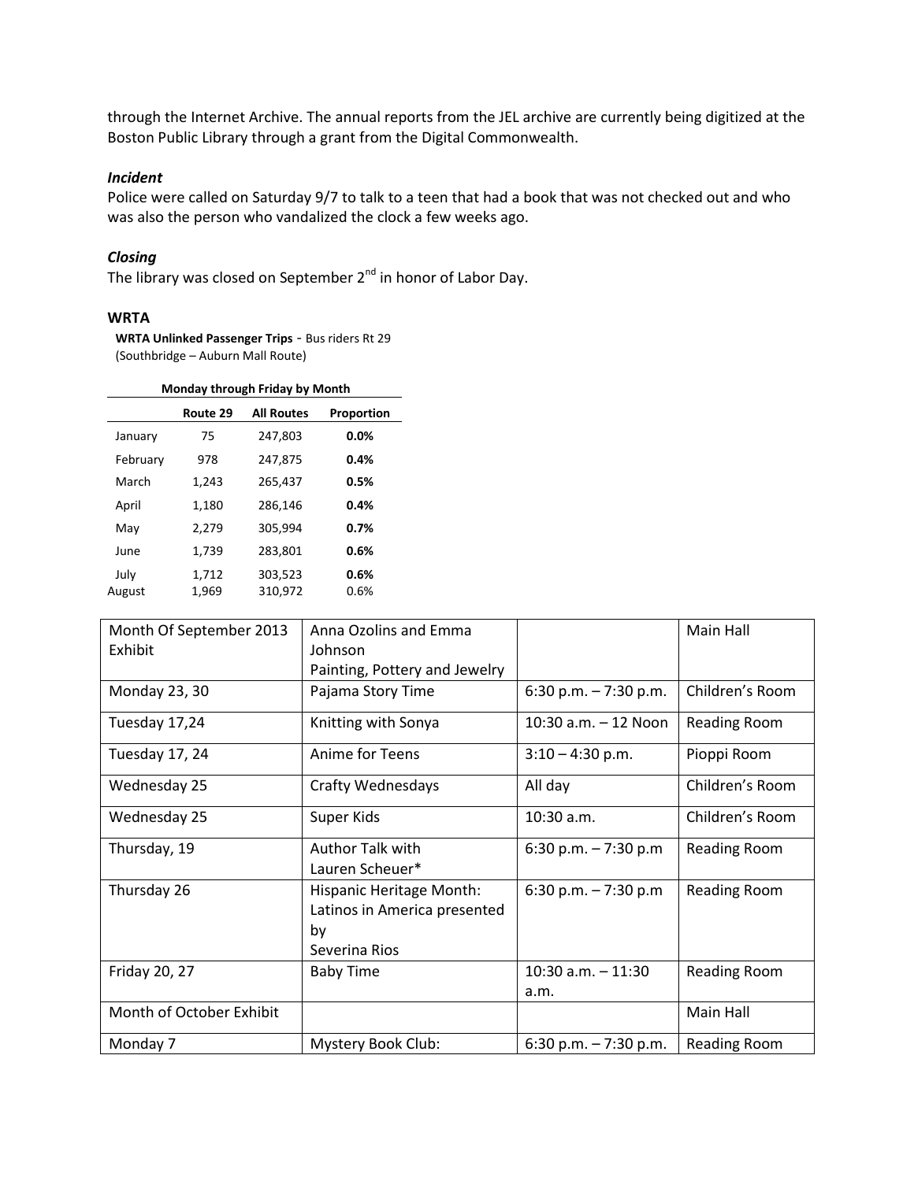through the Internet Archive. The annual reports from the JEL archive are currently being digitized at the Boston Public Library through a grant from the Digital Commonwealth.

### *Incident*

Police were called on Saturday 9/7 to talk to a teen that had a book that was not checked out and who was also the person who vandalized the clock a few weeks ago.

### *Closing*

The library was closed on September 2nd in honor of Labor Day.

## WRTA

**WRTA Unlinked Passenger Trips** - Bus riders Rt 29 (Southbridge – Auburn Mall Route)

**Monday through Friday by Month**

| | Route 29 | All Routes | Proportion |
|---|---|---|---|
| January | 75 | 247,803 | **0.0%** |
| February | 978 | 247,875 | **0.4%** |
| March | 1,243 | 265,437 | **0.5%** |
| April | 1,180 | 286,146 | **0.4%** |
| May | 2,279 | 305,994 | **0.7%** |
| June | 1,739 | 283,801 | **0.6%** |
| July | 1,712 | 303,523 | **0.6%** |
| August | 1,969 | 310,972 | 0.6% |

| Month Of September 2013 Exhibit | Anna Ozolins and Emma Johnson Painting, Pottery and Jewelry | | Main Hall |
|---|---|---|---|
| Monday 23, 30 | Pajama Story Time | 6:30 p.m. – 7:30 p.m. | Children's Room |
| Tuesday 17,24 | Knitting with Sonya | 10:30 a.m. – 12 Noon | Reading Room |
| Tuesday 17, 24 | Anime for Teens | 3:10 – 4:30 p.m. | Pioppi Room |
| Wednesday 25 | Crafty Wednesdays | All day | Children's Room |
| Wednesday 25 | Super Kids | 10:30 a.m. | Children's Room |
| Thursday, 19 | Author Talk with Lauren Scheuer* | 6:30 p.m. – 7:30 p.m | Reading Room |
| Thursday 26 | Hispanic Heritage Month: Latinos in America presented by Severina Rios | 6:30 p.m. – 7:30 p.m | Reading Room |
| Friday 20, 27 | Baby Time | 10:30 a.m. – 11:30 a.m. | Reading Room |
| Month of October Exhibit | | | Main Hall |
| Monday 7 | Mystery Book Club: | 6:30 p.m. – 7:30 p.m. | Reading Room |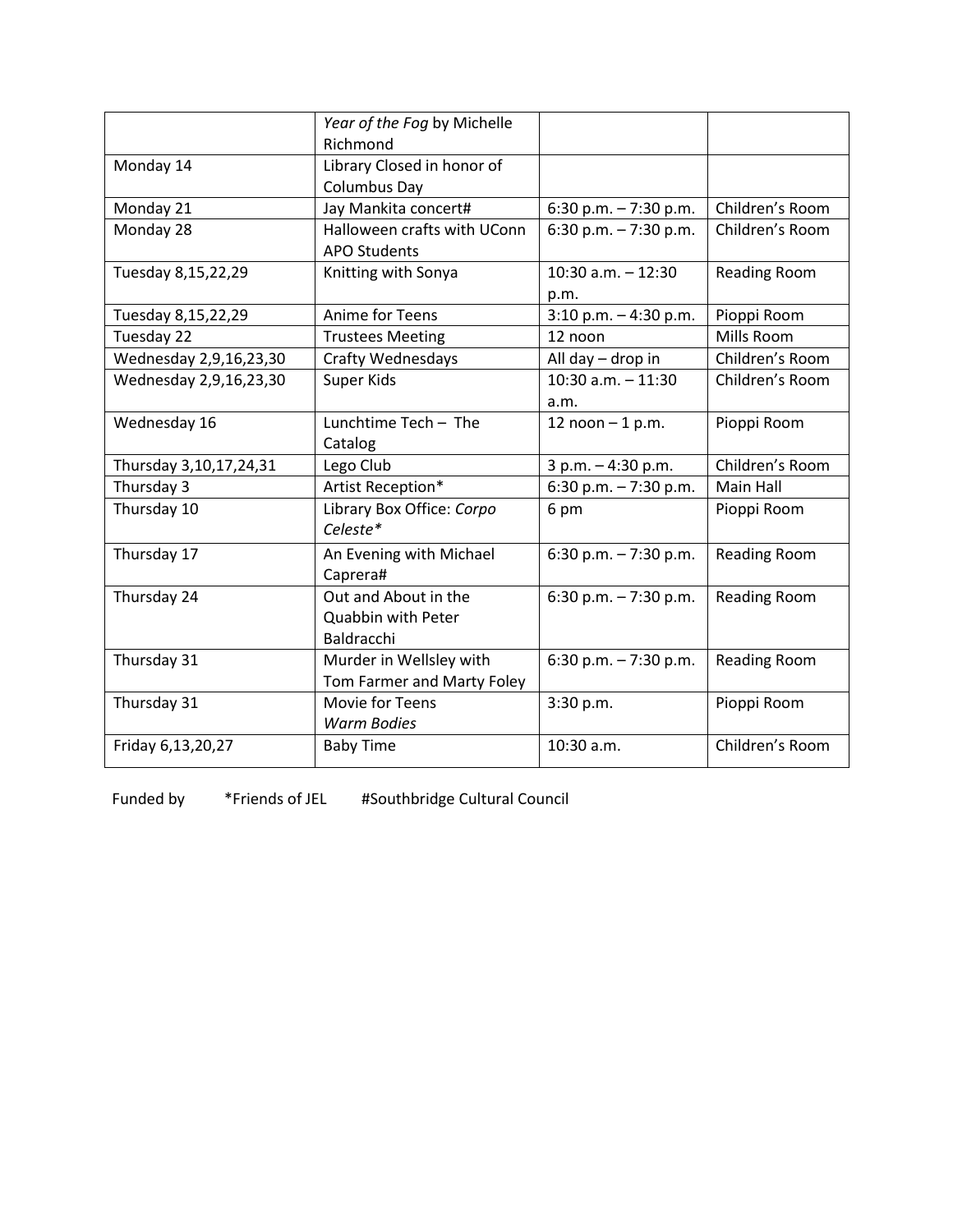| | | | |
|---|---|---|---|
| | *Year of the Fog* by Michelle Richmond | | |
| Monday 14 | Library Closed in honor of Columbus Day | | |
| Monday 21 | Jay Mankita concert# | 6:30 p.m. – 7:30 p.m. | Children's Room |
| Monday 28 | Halloween crafts with UConn APO Students | 6:30 p.m. – 7:30 p.m. | Children's Room |
| Tuesday 8,15,22,29 | Knitting with Sonya | 10:30 a.m. – 12:30 p.m. | Reading Room |
| Tuesday 8,15,22,29 | Anime for Teens | 3:10 p.m. – 4:30 p.m. | Pioppi Room |
| Tuesday 22 | Trustees Meeting | 12 noon | Mills Room |
| Wednesday 2,9,16,23,30 | Crafty Wednesdays | All day – drop in | Children's Room |
| Wednesday 2,9,16,23,30 | Super Kids | 10:30 a.m. – 11:30 a.m. | Children's Room |
| Wednesday 16 | Lunchtime Tech – The Catalog | 12 noon – 1 p.m. | Pioppi Room |
| Thursday 3,10,17,24,31 | Lego Club | 3 p.m. – 4:30 p.m. | Children's Room |
| Thursday 3 | Artist Reception* | 6:30 p.m. – 7:30 p.m. | Main Hall |
| Thursday 10 | Library Box Office: *Corpo Celeste** | 6 pm | Pioppi Room |
| Thursday 17 | An Evening with Michael Caprera# | 6:30 p.m. – 7:30 p.m. | Reading Room |
| Thursday 24 | Out and About in the Quabbin with Peter Baldracchi | 6:30 p.m. – 7:30 p.m. | Reading Room |
| Thursday 31 | Murder in Wellsley with Tom Farmer and Marty Foley | 6:30 p.m. – 7:30 p.m. | Reading Room |
| Thursday 31 | Movie for Teens *Warm Bodies* | 3:30 p.m. | Pioppi Room |
| Friday 6,13,20,27 | Baby Time | 10:30 a.m. | Children's Room |

Funded by *Friends of JEL #Southbridge Cultural Council